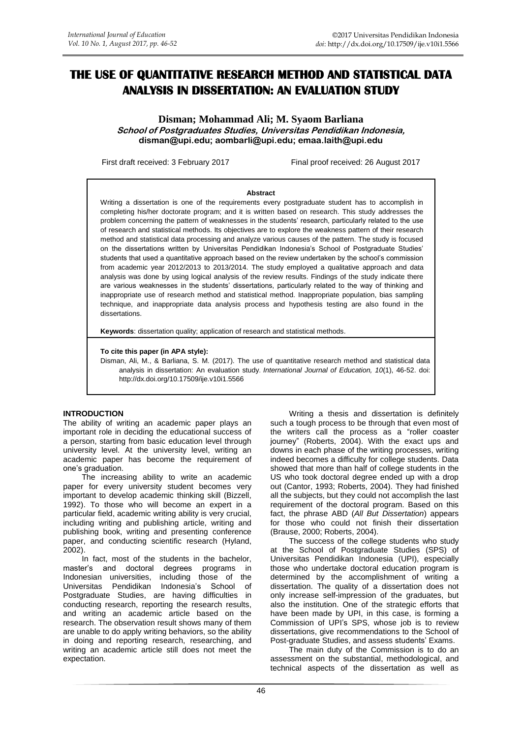# THE USE OF QUANTITATIVE RESEARCH METHOD AND STATISTICAL DATA ANALYSIS IN DISSERTATION: AN EVALUATION STUDY

**Disman; Mohammad Ali; M. Syaom Barliana**
***School of Postgraduates Studies, Universitas Pendidikan Indonesia,***
**disman@upi.edu; aombarli@upi.edu; emaa.laith@upi.edu**

First draft received: 3 February 2017 Final proof received: 26 August 2017

**Abstract**

Writing a dissertation is one of the requirements every postgraduate student has to accomplish in completing his/her doctorate program; and it is written based on research. This study addresses the problem concerning the pattern of weaknesses in the students' research, particularly related to the use of research and statistical methods. Its objectives are to explore the weakness pattern of their research method and statistical data processing and analyze various causes of the pattern. The study is focused on the dissertations written by Universitas Pendidikan Indonesia's School of Postgraduate Studies' students that used a quantitative approach based on the review undertaken by the school's commission from academic year 2012/2013 to 2013/2014. The study employed a qualitative approach and data analysis was done by using logical analysis of the review results. Findings of the study indicate there are various weaknesses in the students' dissertations, particularly related to the way of thinking and inappropriate use of research method and statistical method. Inappropriate population, bias sampling technique, and inappropriate data analysis process and hypothesis testing are also found in the dissertations.

**Keywords**: dissertation quality; application of research and statistical methods.

**To cite this paper (in APA style):**

Disman, Ali, M., & Barliana, S. M. (2017). The use of quantitative research method and statistical data analysis in dissertation: An evaluation study. *International Journal of Education, 10*(1), 46-52. doi: http://dx.doi.org/10.17509/ije.v10i1.5566

## INTRODUCTION

The ability of writing an academic paper plays an important role in deciding the educational success of a person, starting from basic education level through university level. At the university level, writing an academic paper has become the requirement of one's graduation.

The increasing ability to write an academic paper for every university student becomes very important to develop academic thinking skill (Bizzell, 1992). To those who will become an expert in a particular field, academic writing ability is very crucial, including writing and publishing article, writing and publishing book, writing and presenting conference paper, and conducting scientific research (Hyland, 2002).

In fact, most of the students in the bachelor, master's and doctoral degrees programs in Indonesian universities, including those of the Universitas Pendidikan Indonesia's School of Postgraduate Studies, are having difficulties in conducting research, reporting the research results, and writing an academic article based on the research. The observation result shows many of them are unable to do apply writing behaviors, so the ability in doing and reporting research, researching, and writing an academic article still does not meet the expectation.

Writing a thesis and dissertation is definitely such a tough process to be through that even most of the writers call the process as a "roller coaster journey" (Roberts, 2004). With the exact ups and downs in each phase of the writing processes, writing indeed becomes a difficulty for college students. Data showed that more than half of college students in the US who took doctoral degree ended up with a drop out (Cantor, 1993; Roberts, 2004). They had finished all the subjects, but they could not accomplish the last requirement of the doctoral program. Based on this fact, the phrase ABD (*All But Dissertation*) appears for those who could not finish their dissertation (Brause, 2000; Roberts, 2004).

The success of the college students who study at the School of Postgraduate Studies (SPS) of Universitas Pendidikan Indonesia (UPI), especially those who undertake doctoral education program is determined by the accomplishment of writing a dissertation. The quality of a dissertation does not only increase self-impression of the graduates, but also the institution. One of the strategic efforts that have been made by UPI, in this case, is forming a Commission of UPI's SPS, whose job is to review dissertations, give recommendations to the School of Post-graduate Studies, and assess students' Exams.

The main duty of the Commission is to do an assessment on the substantial, methodological, and technical aspects of the dissertation as well as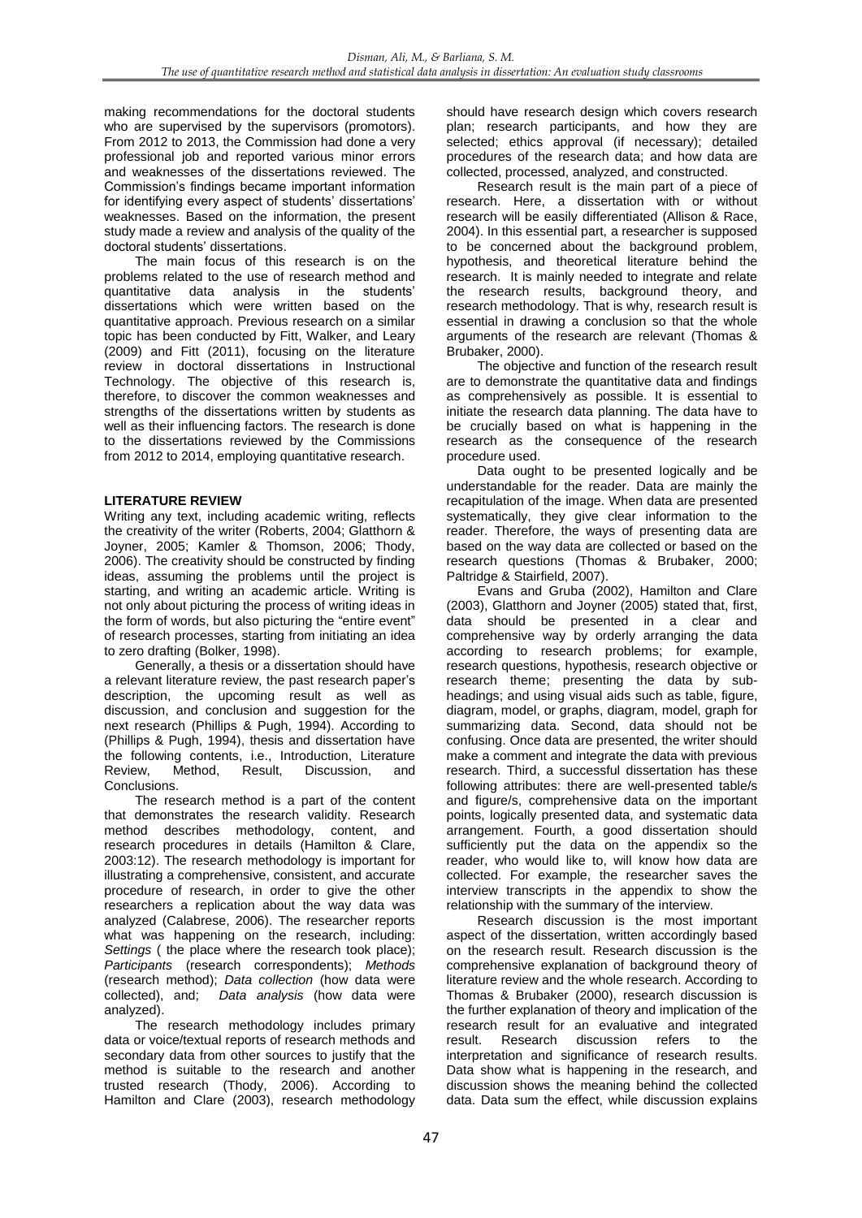making recommendations for the doctoral students who are supervised by the supervisors (promotors). From 2012 to 2013, the Commission had done a very professional job and reported various minor errors and weaknesses of the dissertations reviewed. The Commission's findings became important information for identifying every aspect of students' dissertations' weaknesses. Based on the information, the present study made a review and analysis of the quality of the doctoral students' dissertations.

The main focus of this research is on the problems related to the use of research method and quantitative data analysis in the students' dissertations which were written based on the quantitative approach. Previous research on a similar topic has been conducted by Fitt, Walker, and Leary (2009) and Fitt (2011), focusing on the literature review in doctoral dissertations in Instructional Technology. The objective of this research is, therefore, to discover the common weaknesses and strengths of the dissertations written by students as well as their influencing factors. The research is done to the dissertations reviewed by the Commissions from 2012 to 2014, employing quantitative research.

## LITERATURE REVIEW

Writing any text, including academic writing, reflects the creativity of the writer (Roberts, 2004; Glatthorn & Joyner, 2005; Kamler & Thomson, 2006; Thody, 2006). The creativity should be constructed by finding ideas, assuming the problems until the project is starting, and writing an academic article. Writing is not only about picturing the process of writing ideas in the form of words, but also picturing the "entire event" of research processes, starting from initiating an idea to zero drafting (Bolker, 1998).

Generally, a thesis or a dissertation should have a relevant literature review, the past research paper's description, the upcoming result as well as discussion, and conclusion and suggestion for the next research (Phillips & Pugh, 1994). According to (Phillips & Pugh, 1994), thesis and dissertation have the following contents, i.e., Introduction, Literature Review, Method, Result, Discussion, and Conclusions.

The research method is a part of the content that demonstrates the research validity. Research method describes methodology, content, and research procedures in details (Hamilton & Clare, 2003:12). The research methodology is important for illustrating a comprehensive, consistent, and accurate procedure of research, in order to give the other researchers a replication about the way data was analyzed (Calabrese, 2006). The researcher reports what was happening on the research, including: *Settings* ( the place where the research took place); *Participants* (research correspondents); *Methods* (research method); *Data collection* (how data were collected), and; *Data analysis* (how data were analyzed).

The research methodology includes primary data or voice/textual reports of research methods and secondary data from other sources to justify that the method is suitable to the research and another trusted research (Thody, 2006). According to Hamilton and Clare (2003), research methodology should have research design which covers research plan; research participants, and how they are selected; ethics approval (if necessary); detailed procedures of the research data; and how data are collected, processed, analyzed, and constructed.

Research result is the main part of a piece of research. Here, a dissertation with or without research will be easily differentiated (Allison & Race, 2004). In this essential part, a researcher is supposed to be concerned about the background problem, hypothesis, and theoretical literature behind the research. It is mainly needed to integrate and relate the research results, background theory, and research methodology. That is why, research result is essential in drawing a conclusion so that the whole arguments of the research are relevant (Thomas & Brubaker, 2000).

The objective and function of the research result are to demonstrate the quantitative data and findings as comprehensively as possible. It is essential to initiate the research data planning. The data have to be crucially based on what is happening in the research as the consequence of the research procedure used.

Data ought to be presented logically and be understandable for the reader. Data are mainly the recapitulation of the image. When data are presented systematically, they give clear information to the reader. Therefore, the ways of presenting data are based on the way data are collected or based on the research questions (Thomas & Brubaker, 2000; Paltridge & Stairfield, 2007).

Evans and Gruba (2002), Hamilton and Clare (2003), Glatthorn and Joyner (2005) stated that, first, data should be presented in a clear and comprehensive way by orderly arranging the data according to research problems; for example, research questions, hypothesis, research objective or research theme; presenting the data by sub-headings; and using visual aids such as table, figure, diagram, model, or graphs, diagram, model, graph for summarizing data. Second, data should not be confusing. Once data are presented, the writer should make a comment and integrate the data with previous research. Third, a successful dissertation has these following attributes: there are well-presented table/s and figure/s, comprehensive data on the important points, logically presented data, and systematic data arrangement. Fourth, a good dissertation should sufficiently put the data on the appendix so the reader, who would like to, will know how data are collected. For example, the researcher saves the interview transcripts in the appendix to show the relationship with the summary of the interview.

Research discussion is the most important aspect of the dissertation, written accordingly based on the research result. Research discussion is the comprehensive explanation of background theory of literature review and the whole research. According to Thomas & Brubaker (2000), research discussion is the further explanation of theory and implication of the research result for an evaluative and integrated result. Research discussion refers to the interpretation and significance of research results. Data show what is happening in the research, and discussion shows the meaning behind the collected data. Data sum the effect, while discussion explains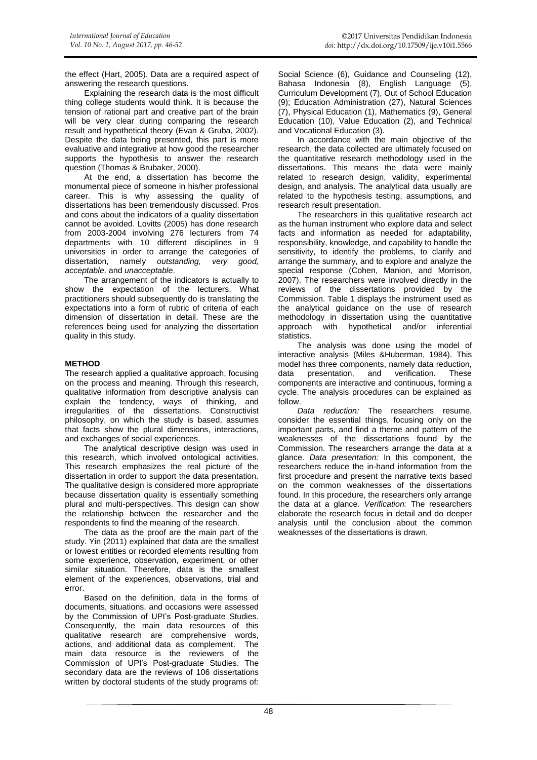the effect (Hart, 2005). Data are a required aspect of answering the research questions.

Explaining the research data is the most difficult thing college students would think. It is because the tension of rational part and creative part of the brain will be very clear during comparing the research result and hypothetical theory (Evan & Gruba, 2002). Despite the data being presented, this part is more evaluative and integrative at how good the researcher supports the hypothesis to answer the research question (Thomas & Brubaker, 2000).

At the end, a dissertation has become the monumental piece of someone in his/her professional career. This is why assessing the quality of dissertations has been tremendously discussed. Pros and cons about the indicators of a quality dissertation cannot be avoided. Lovitts (2005) has done research from 2003-2004 involving 276 lecturers from 74 departments with 10 different disciplines in 9 universities in order to arrange the categories of dissertation, namely *outstanding, very good, acceptable,* and *unacceptable*.

The arrangement of the indicators is actually to show the expectation of the lecturers. What practitioners should subsequently do is translating the expectations into a form of rubric of criteria of each dimension of dissertation in detail. These are the references being used for analyzing the dissertation quality in this study.

## METHOD

The research applied a qualitative approach, focusing on the process and meaning. Through this research, qualitative information from descriptive analysis can explain the tendency, ways of thinking, and irregularities of the dissertations. Constructivist philosophy, on which the study is based, assumes that facts show the plural dimensions, interactions, and exchanges of social experiences.

The analytical descriptive design was used in this research, which involved ontological activities. This research emphasizes the real picture of the dissertation in order to support the data presentation. The qualitative design is considered more appropriate because dissertation quality is essentially something plural and multi-perspectives. This design can show the relationship between the researcher and the respondents to find the meaning of the research.

The data as the proof are the main part of the study. Yin (2011) explained that data are the smallest or lowest entities or recorded elements resulting from some experience, observation, experiment, or other similar situation. Therefore, data is the smallest element of the experiences, observations, trial and error.

Based on the definition, data in the forms of documents, situations, and occasions were assessed by the Commission of UPI's Post-graduate Studies. Consequently, the main data resources of this qualitative research are comprehensive words, actions, and additional data as complement. The main data resource is the reviewers of the Commission of UPI's Post-graduate Studies. The secondary data are the reviews of 106 dissertations written by doctoral students of the study programs of: Social Science (6), Guidance and Counseling (12), Bahasa Indonesia (8), English Language (5), Curriculum Development (7), Out of School Education (9); Education Administration (27), Natural Sciences (7), Physical Education (1), Mathematics (9), General Education (10), Value Education (2), and Technical and Vocational Education (3).

In accordance with the main objective of the research, the data collected are ultimately focused on the quantitative research methodology used in the dissertations. This means the data were mainly related to research design, validity, experimental design, and analysis. The analytical data usually are related to the hypothesis testing, assumptions, and research result presentation.

The researchers in this qualitative research act as the human instrument who explore data and select facts and information as needed for adaptability, responsibility, knowledge, and capability to handle the sensitivity, to identify the problems, to clarify and arrange the summary, and to explore and analyze the special response (Cohen, Manion, and Morrison, 2007). The researchers were involved directly in the reviews of the dissertations provided by the Commission. Table 1 displays the instrument used as the analytical guidance on the use of research methodology in dissertation using the quantitative approach with hypothetical and/or inferential statistics.

The analysis was done using the model of interactive analysis (Miles &Huberman, 1984). This model has three components, namely data reduction, data presentation, and verification. These components are interactive and continuous, forming a cycle. The analysis procedures can be explained as follow.

*Data reduction:* The researchers resume, consider the essential things, focusing only on the important parts, and find a theme and pattern of the weaknesses of the dissertations found by the Commission. The researchers arrange the data at a glance. *Data presentation:* In this component, the researchers reduce the in-hand information from the first procedure and present the narrative texts based on the common weaknesses of the dissertations found. In this procedure, the researchers only arrange the data at a glance. *Verification:* The researchers elaborate the research focus in detail and do deeper analysis until the conclusion about the common weaknesses of the dissertations is drawn.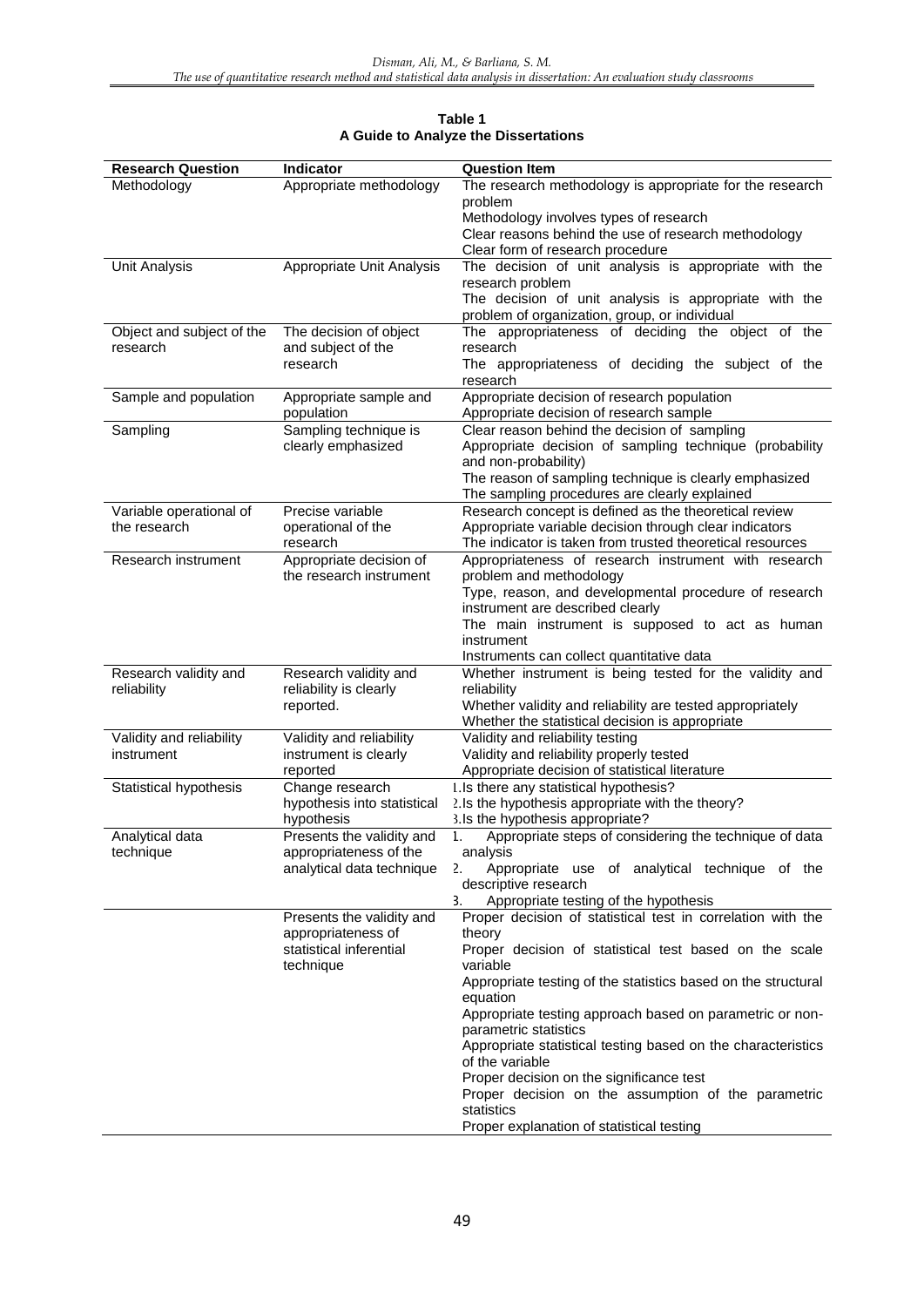**Table 1**
**A Guide to Analyze the Dissertations**

| Research Question | Indicator | Question Item |
|---|---|---|
| Methodology | Appropriate methodology | The research methodology is appropriate for the research problem<br>Methodology involves types of research<br>Clear reasons behind the use of research methodology<br>Clear form of research procedure |
| Unit Analysis | Appropriate Unit Analysis | The decision of unit analysis is appropriate with the research problem<br>The decision of unit analysis is appropriate with the problem of organization, group, or individual |
| Object and subject of the research | The decision of object and subject of the research | The appropriateness of deciding the object of the research<br>The appropriateness of deciding the subject of the research |
| Sample and population | Appropriate sample and population | Appropriate decision of research population<br>Appropriate decision of research sample |
| Sampling | Sampling technique is clearly emphasized | Clear reason behind the decision of sampling<br>Appropriate decision of sampling technique (probability and non-probability)<br>The reason of sampling technique is clearly emphasized<br>The sampling procedures are clearly explained |
| Variable operational of the research | Precise variable operational of the research | Research concept is defined as the theoretical review<br>Appropriate variable decision through clear indicators<br>The indicator is taken from trusted theoretical resources |
| Research instrument | Appropriate decision of the research instrument | Appropriateness of research instrument with research problem and methodology<br>Type, reason, and developmental procedure of research instrument are described clearly<br>The main instrument is supposed to act as human instrument<br>Instruments can collect quantitative data |
| Research validity and reliability | Research validity and reliability is clearly reported. | Whether instrument is being tested for the validity and reliability<br>Whether validity and reliability are tested appropriately<br>Whether the statistical decision is appropriate |
| Validity and reliability instrument | Validity and reliability instrument is clearly reported | Validity and reliability testing<br>Validity and reliability properly tested<br>Appropriate decision of statistical literature |
| Statistical hypothesis | Change research hypothesis into statistical hypothesis | 1. Is there any statistical hypothesis?<br>2. Is the hypothesis appropriate with the theory?<br>3. Is the hypothesis appropriate? |
| Analytical data technique | Presents the validity and appropriateness of the analytical data technique | 1. Appropriate steps of considering the technique of data analysis<br>2. Appropriate use of analytical technique of the descriptive research<br>3. Appropriate testing of the hypothesis |
| | Presents the validity and appropriateness of statistical inferential technique | Proper decision of statistical test in correlation with the theory<br>Proper decision of statistical test based on the scale variable<br>Appropriate testing of the statistics based on the structural equation<br>Appropriate testing approach based on parametric or non-parametric statistics<br>Appropriate statistical testing based on the characteristics of the variable<br>Proper decision on the significance test<br>Proper decision on the assumption of the parametric statistics<br>Proper explanation of statistical testing |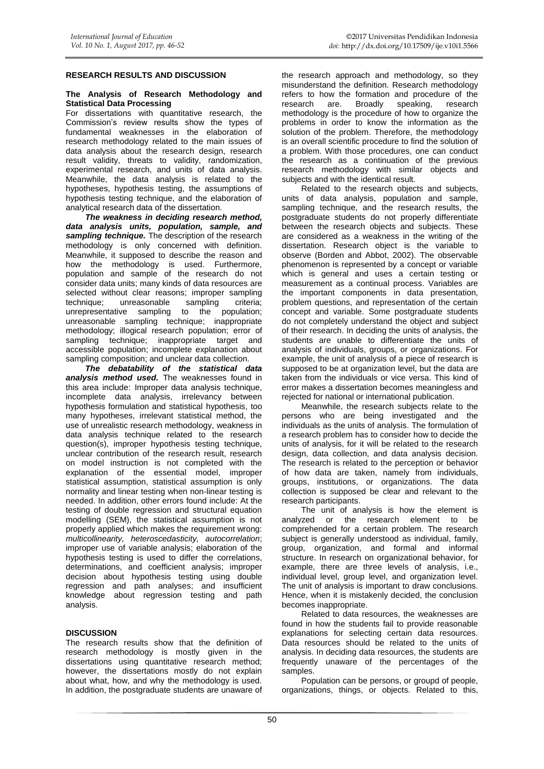## RESEARCH RESULTS AND DISCUSSION

### The Analysis of Research Methodology and Statistical Data Processing

For dissertations with quantitative research, the Commission's review results show the types of fundamental weaknesses in the elaboration of research methodology related to the main issues of data analysis about the research design, research result validity, threats to validity, randomization, experimental research, and units of data analysis. Meanwhile, the data analysis is related to the hypotheses, hypothesis testing, the assumptions of hypothesis testing technique, and the elaboration of analytical research data of the dissertation.

***The weakness in deciding research method, data analysis units, population, sample, and sampling technique.*** The description of the research methodology is only concerned with definition. Meanwhile, it supposed to describe the reason and how the methodology is used. Furthermore, population and sample of the research do not consider data units; many kinds of data resources are selected without clear reasons; improper sampling technique; unreasonable sampling criteria; unrepresentative sampling to the population; unreasonable sampling technique; inappropriate methodology; illogical research population; error of sampling technique; inappropriate target and accessible population; incomplete explanation about sampling composition; and unclear data collection.

***The debatability of the statistical data analysis method used.*** The weaknesses found in this area include: Improper data analysis technique, incomplete data analysis, irrelevancy between hypothesis formulation and statistical hypothesis, too many hypotheses, irrelevant statistical method, the use of unrealistic research methodology, weakness in data analysis technique related to the research question(s), improper hypothesis testing technique, unclear contribution of the research result, research on model instruction is not completed with the explanation of the essential model, improper statistical assumption, statistical assumption is only normality and linear testing when non-linear testing is needed. In addition, other errors found include: At the testing of double regression and structural equation modelling (SEM), the statistical assumption is not properly applied which makes the requirement wrong: *multicollinearity, heteroscedasticity, autocorrelation*; improper use of variable analysis; elaboration of the hypothesis testing is used to differ the correlations, determinations, and coefficient analysis; improper decision about hypothesis testing using double regression and path analyses; and insufficient knowledge about regression testing and path analysis.

## DISCUSSION

The research results show that the definition of research methodology is mostly given in the dissertations using quantitative research method; however, the dissertations mostly do not explain about what, how, and why the methodology is used. In addition, the postgraduate students are unaware of the research approach and methodology, so they misunderstand the definition. Research methodology refers to how the formation and procedure of the research are. Broadly speaking, research methodology is the procedure of how to organize the problems in order to know the information as the solution of the problem. Therefore, the methodology is an overall scientific procedure to find the solution of a problem. With those procedures, one can conduct the research as a continuation of the previous research methodology with similar objects and subjects and with the identical result.

Related to the research objects and subjects, units of data analysis, population and sample, sampling technique, and the research results, the postgraduate students do not properly differentiate between the research objects and subjects. These are considered as a weakness in the writing of the dissertation. Research object is the variable to observe (Borden and Abbot, 2002). The observable phenomenon is represented by a concept or variable which is general and uses a certain testing or measurement as a continual process. Variables are the important components in data presentation, problem questions, and representation of the certain concept and variable. Some postgraduate students do not completely understand the object and subject of their research. In deciding the units of analysis, the students are unable to differentiate the units of analysis of individuals, groups, or organizations. For example, the unit of analysis of a piece of research is supposed to be at organization level, but the data are taken from the individuals or vice versa. This kind of error makes a dissertation becomes meaningless and rejected for national or international publication.

Meanwhile, the research subjects relate to the persons who are being investigated and the individuals as the units of analysis. The formulation of a research problem has to consider how to decide the units of analysis, for it will be related to the research design, data collection, and data analysis decision. The research is related to the perception or behavior of how data are taken, namely from individuals, groups, institutions, or organizations. The data collection is supposed be clear and relevant to the research participants.

The unit of analysis is how the element is analyzed or the research element to be comprehended for a certain problem. The research subject is generally understood as individual, family, group, organization, and formal and informal structure. In research on organizational behavior, for example, there are three levels of analysis, i.e., individual level, group level, and organization level. The unit of analysis is important to draw conclusions. Hence, when it is mistakenly decided, the conclusion becomes inappropriate.

Related to data resources, the weaknesses are found in how the students fail to provide reasonable explanations for selecting certain data resources. Data resources should be related to the units of analysis. In deciding data resources, the students are frequently unaware of the percentages of the samples.

Population can be persons, or groupd of people, organizations, things, or objects. Related to this,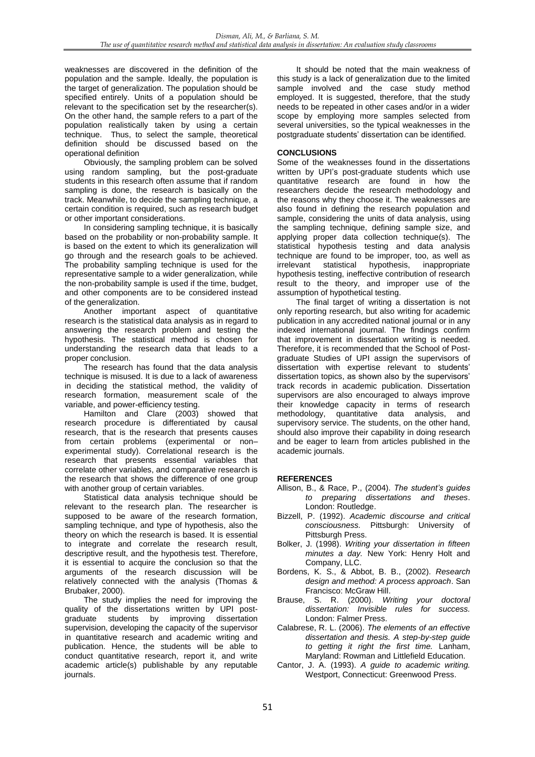weaknesses are discovered in the definition of the population and the sample. Ideally, the population is the target of generalization. The population should be specified entirely. Units of a population should be relevant to the specification set by the researcher(s). On the other hand, the sample refers to a part of the population realistically taken by using a certain technique. Thus, to select the sample, theoretical definition should be discussed based on the operational definition

Obviously, the sampling problem can be solved using random sampling, but the post-graduate students in this research often assume that if random sampling is done, the research is basically on the track. Meanwhile, to decide the sampling technique, a certain condition is required, such as research budget or other important considerations.

In considering sampling technique, it is basically based on the probability or non-probability sample. It is based on the extent to which its generalization will go through and the research goals to be achieved. The probability sampling technique is used for the representative sample to a wider generalization, while the non-probability sample is used if the time, budget, and other components are to be considered instead of the generalization.

Another important aspect of quantitative research is the statistical data analysis as in regard to answering the research problem and testing the hypothesis. The statistical method is chosen for understanding the research data that leads to a proper conclusion.

The research has found that the data analysis technique is misused. It is due to a lack of awareness in deciding the statistical method, the validity of research formation, measurement scale of the variable, and power-efficiency testing.

Hamilton and Clare (2003) showed that research procedure is differentiated by causal research, that is the research that presents causes from certain problems (experimental or non–experimental study). Correlational research is the research that presents essential variables that correlate other variables, and comparative research is the research that shows the difference of one group with another group of certain variables.

Statistical data analysis technique should be relevant to the research plan. The researcher is supposed to be aware of the research formation, sampling technique, and type of hypothesis, also the theory on which the research is based. It is essential to integrate and correlate the research result, descriptive result, and the hypothesis test. Therefore, it is essential to acquire the conclusion so that the arguments of the research discussion will be relatively connected with the analysis (Thomas & Brubaker, 2000).

The study implies the need for improving the quality of the dissertations written by UPI post-graduate students by improving dissertation supervision, developing the capacity of the supervisor in quantitative research and academic writing and publication. Hence, the students will be able to conduct quantitative research, report it, and write academic article(s) publishable by any reputable journals.

It should be noted that the main weakness of this study is a lack of generalization due to the limited sample involved and the case study method employed. It is suggested, therefore, that the study needs to be repeated in other cases and/or in a wider scope by employing more samples selected from several universities, so the typical weaknesses in the postgraduate students' dissertation can be identified.

## CONCLUSIONS

Some of the weaknesses found in the dissertations written by UPI's post-graduate students which use quantitative research are found in how the researchers decide the research methodology and the reasons why they choose it. The weaknesses are also found in defining the research population and sample, considering the units of data analysis, using the sampling technique, defining sample size, and applying proper data collection technique(s). The statistical hypothesis testing and data analysis technique are found to be improper, too, as well as irrelevant statistical hypothesis, inappropriate hypothesis testing, ineffective contribution of research result to the theory, and improper use of the assumption of hypothetical testing.

The final target of writing a dissertation is not only reporting research, but also writing for academic publication in any accredited national journal or in any indexed international journal. The findings confirm that improvement in dissertation writing is needed. Therefore, it is recommended that the School of Post-graduate Studies of UPI assign the supervisors of dissertation with expertise relevant to students' dissertation topics, as shown also by the supervisors' track records in academic publication. Dissertation supervisors are also encouraged to always improve their knowledge capacity in terms of research methodology, quantitative data analysis, and supervisory service. The students, on the other hand, should also improve their capability in doing research and be eager to learn from articles published in the academic journals.

## REFERENCES

Allison, B., & Race, P., (2004). *The student's guides to preparing dissertations and theses*. London: Routledge.

Bizzell, P. (1992). *Academic discourse and critical consciousness.* Pittsburgh: University of Pittsburgh Press.

Bolker, J. (1998). *Writing your dissertation in fifteen minutes a day.* New York: Henry Holt and Company, LLC.

Bordens, K. S., & Abbot, B. B., (2002). *Research design and method: A process approach*. San Francisco: McGraw Hill.

Brause, S. R. (2000). *Writing your doctoral dissertation: Invisible rules for success.* London: Falmer Press.

Calabrese, R. L. (2006). *The elements of an effective dissertation and thesis. A step-by-step guide to getting it right the first time.* Lanham, Maryland: Rowman and Littlefield Education.

Cantor, J. A. (1993). *A guide to academic writing.* Westport, Connecticut: Greenwood Press.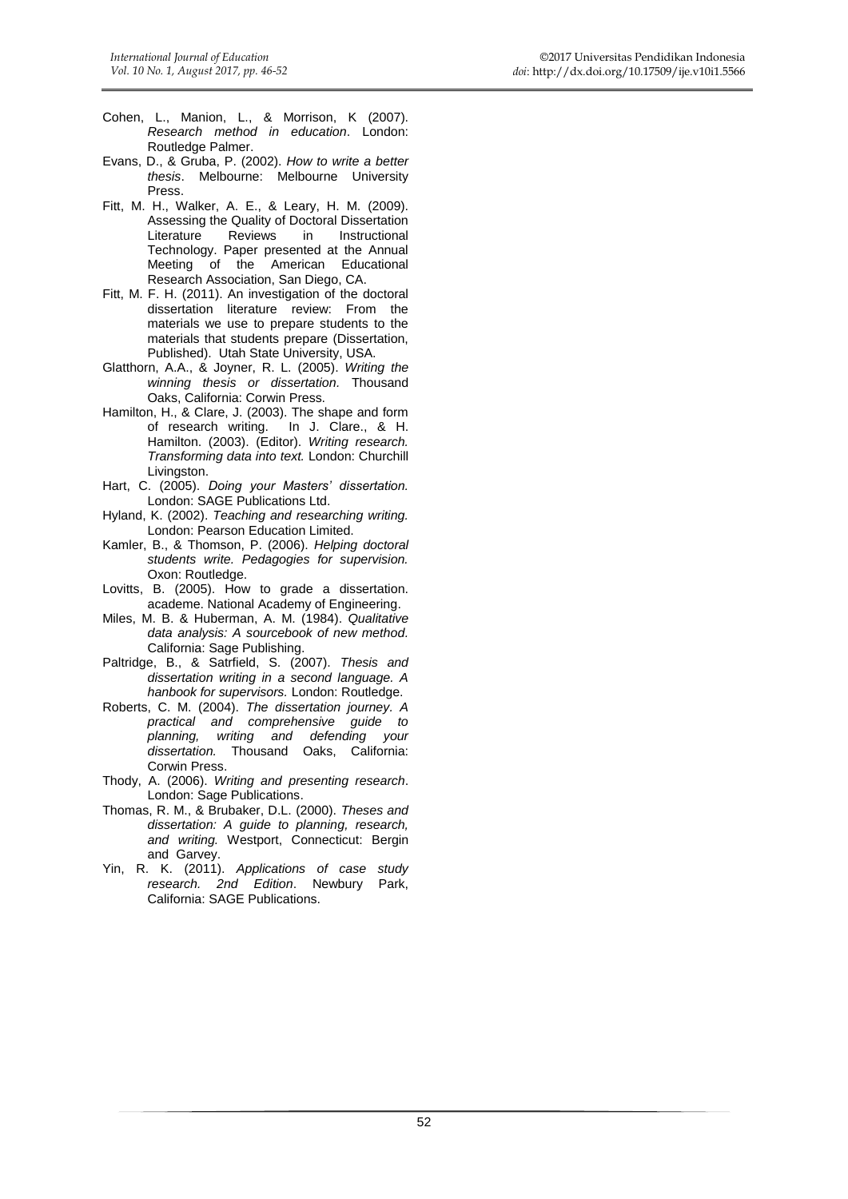Cohen, L., Manion, L., & Morrison, K (2007). *Research method in education*. London: Routledge Palmer.

Evans, D., & Gruba, P. (2002). *How to write a better thesis*. Melbourne: Melbourne University Press.

Fitt, M. H., Walker, A. E., & Leary, H. M. (2009). Assessing the Quality of Doctoral Dissertation Literature Reviews in Instructional Technology. Paper presented at the Annual Meeting of the American Educational Research Association, San Diego, CA.

Fitt, M. F. H. (2011). An investigation of the doctoral dissertation literature review: From the materials we use to prepare students to the materials that students prepare (Dissertation, Published). Utah State University, USA.

Glatthorn, A.A., & Joyner, R. L. (2005). *Writing the winning thesis or dissertation.* Thousand Oaks, California: Corwin Press.

Hamilton, H., & Clare, J. (2003). The shape and form of research writing. In J. Clare., & H. Hamilton. (2003). (Editor). *Writing research. Transforming data into text.* London: Churchill Livingston.

Hart, C. (2005). *Doing your Masters' dissertation.* London: SAGE Publications Ltd.

Hyland, K. (2002). *Teaching and researching writing.* London: Pearson Education Limited.

Kamler, B., & Thomson, P. (2006). *Helping doctoral students write. Pedagogies for supervision.* Oxon: Routledge.

Lovitts, B. (2005). How to grade a dissertation. academe. National Academy of Engineering.

Miles, M. B. & Huberman, A. M. (1984). *Qualitative data analysis: A sourcebook of new method.* California: Sage Publishing.

Paltridge, B., & Satrfield, S. (2007). *Thesis and dissertation writing in a second language. A hanbook for supervisors.* London: Routledge.

Roberts, C. M. (2004). *The dissertation journey. A practical and comprehensive guide to planning, writing and defending your dissertation.* Thousand Oaks, California: Corwin Press.

Thody, A. (2006). *Writing and presenting research*. London: Sage Publications.

Thomas, R. M., & Brubaker, D.L. (2000). *Theses and dissertation: A guide to planning, research, and writing.* Westport, Connecticut: Bergin and Garvey.

Yin, R. K. (2011). *Applications of case study research. 2nd Edition*. Newbury Park, California: SAGE Publications.